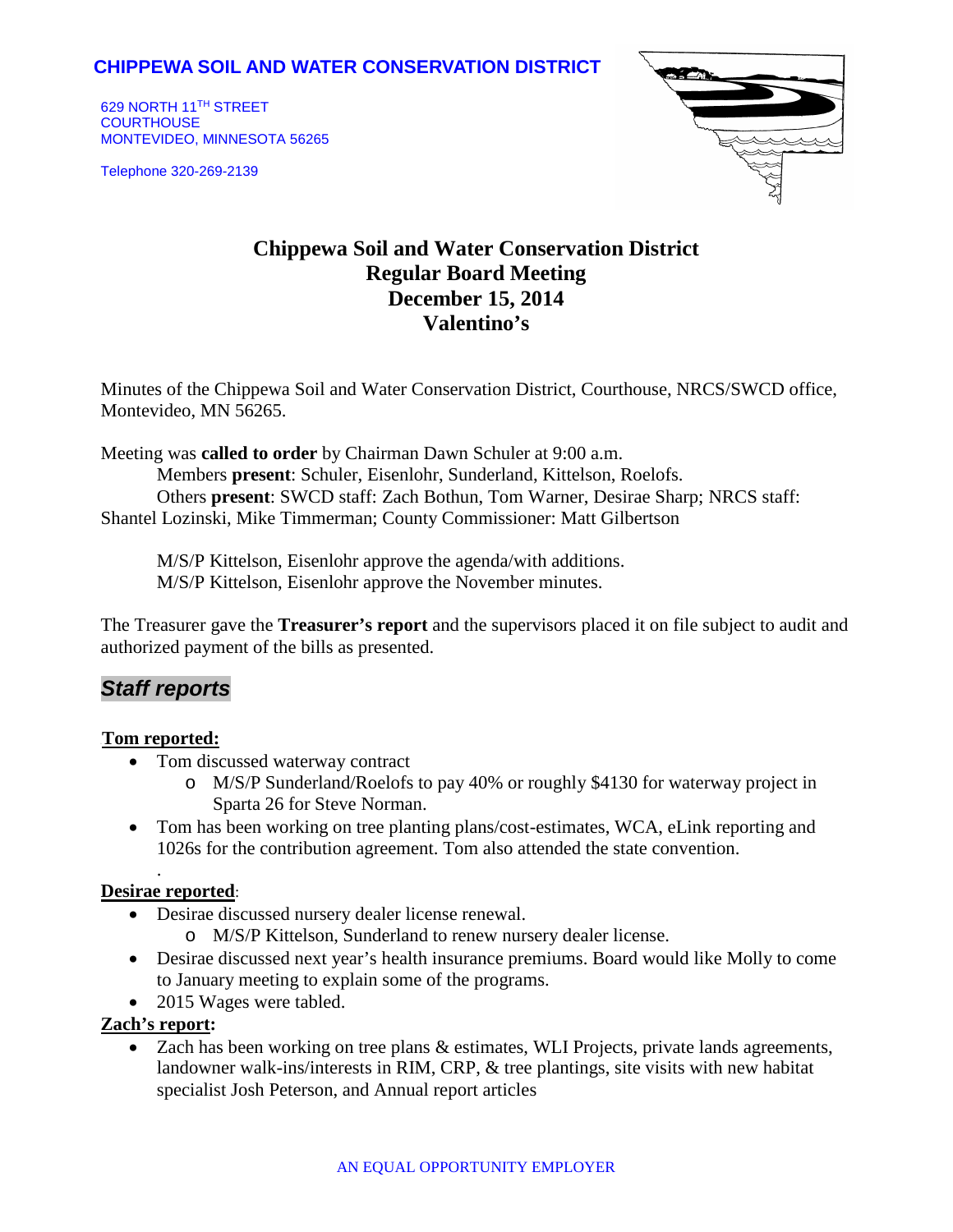**CHIPPEWA SOIL AND WATER CONSERVATION DISTRICT**

629 NORTH 11TH STREET
COURTHOUSE
MONTEVIDEO, MINNESOTA 56265

Telephone 320-269-2139

# Chippewa Soil and Water Conservation District
# Regular Board Meeting
# December 15, 2014
# Valentino's

Minutes of the Chippewa Soil and Water Conservation District, Courthouse, NRCS/SWCD office, Montevideo, MN 56265.

Meeting was **called to order** by Chairman Dawn Schuler at 9:00 a.m.
Members **present**: Schuler, Eisenlohr, Sunderland, Kittelson, Roelofs.
Others **present**: SWCD staff: Zach Bothun, Tom Warner, Desirae Sharp; NRCS staff: Shantel Lozinski, Mike Timmerman; County Commissioner: Matt Gilbertson

M/S/P Kittelson, Eisenlohr approve the agenda/with additions.
M/S/P Kittelson, Eisenlohr approve the November minutes.

The Treasurer gave the **Treasurer's report** and the supervisors placed it on file subject to audit and authorized payment of the bills as presented.

## *Staff reports*

**Tom reported:**

- Tom discussed waterway contract
  - M/S/P Sunderland/Roelofs to pay 40% or roughly $4130 for waterway project in Sparta 26 for Steve Norman.
- Tom has been working on tree planting plans/cost-estimates, WCA, eLink reporting and 1026s for the contribution agreement. Tom also attended the state convention.

**Desirae reported**:

- Desirae discussed nursery dealer license renewal.
  - M/S/P Kittelson, Sunderland to renew nursery dealer license.
- Desirae discussed next year's health insurance premiums. Board would like Molly to come to January meeting to explain some of the programs.
- 2015 Wages were tabled.

**Zach's report:**

- Zach has been working on tree plans & estimates, WLI Projects, private lands agreements, landowner walk-ins/interests in RIM, CRP, & tree plantings, site visits with new habitat specialist Josh Peterson, and Annual report articles

AN EQUAL OPPORTUNITY EMPLOYER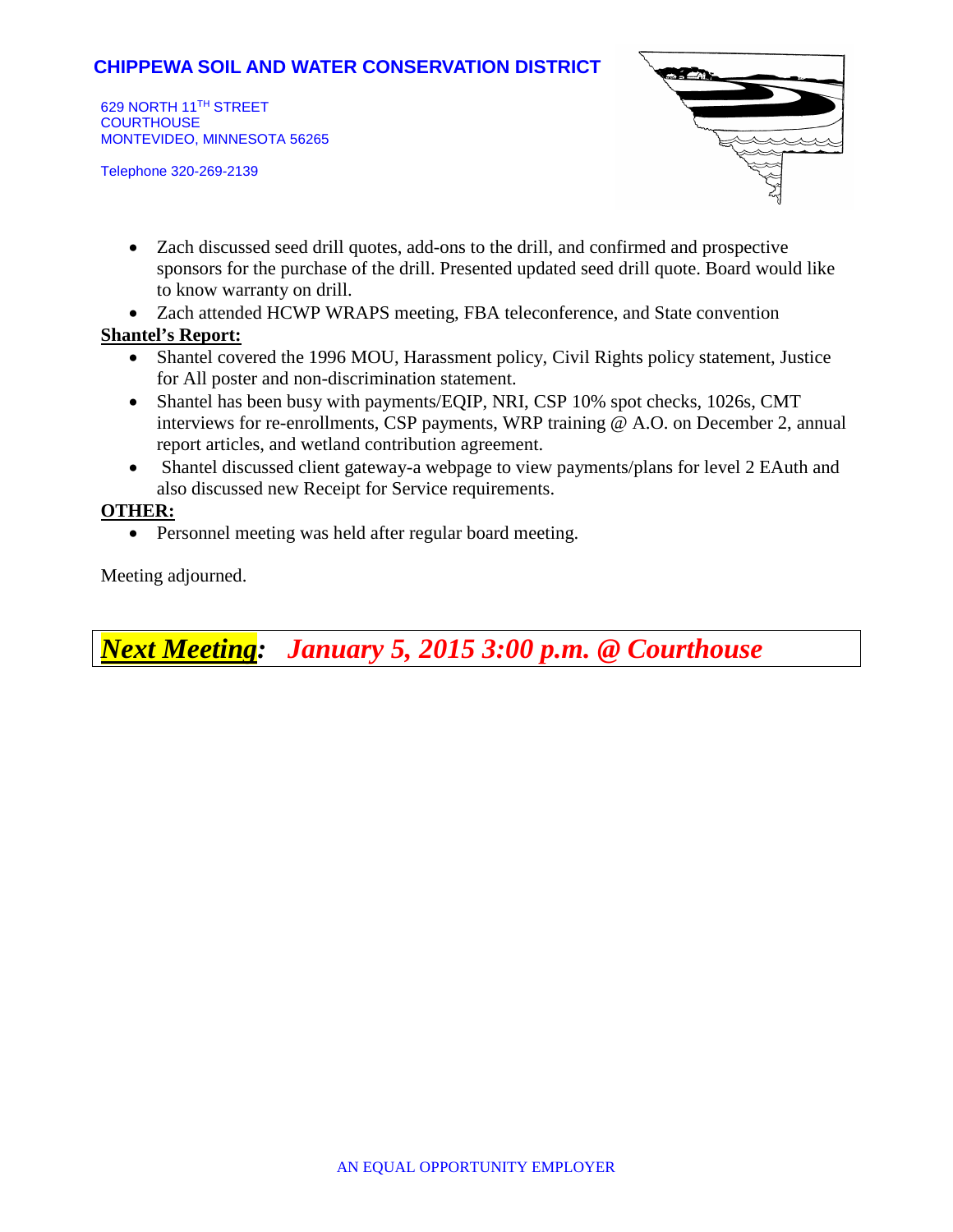**CHIPPEWA SOIL AND WATER CONSERVATION DISTRICT**

629 NORTH 11TH STREET
COURTHOUSE
MONTEVIDEO, MINNESOTA 56265

Telephone 320-269-2139

- Zach discussed seed drill quotes, add-ons to the drill, and confirmed and prospective sponsors for the purchase of the drill. Presented updated seed drill quote. Board would like to know warranty on drill.
- Zach attended HCWP WRAPS meeting, FBA teleconference, and State convention

**Shantel's Report:**

- Shantel covered the 1996 MOU, Harassment policy, Civil Rights policy statement, Justice for All poster and non-discrimination statement.
- Shantel has been busy with payments/EQIP, NRI, CSP 10% spot checks, 1026s, CMT interviews for re-enrollments, CSP payments, WRP training @ A.O. on December 2, annual report articles, and wetland contribution agreement.
- Shantel discussed client gateway-a webpage to view payments/plans for level 2 EAuth and also discussed new Receipt for Service requirements.

**OTHER:**

- Personnel meeting was held after regular board meeting.

Meeting adjourned.

***Next Meeting*: *January 5, 2015 3:00 p.m. @ Courthouse***

AN EQUAL OPPORTUNITY EMPLOYER